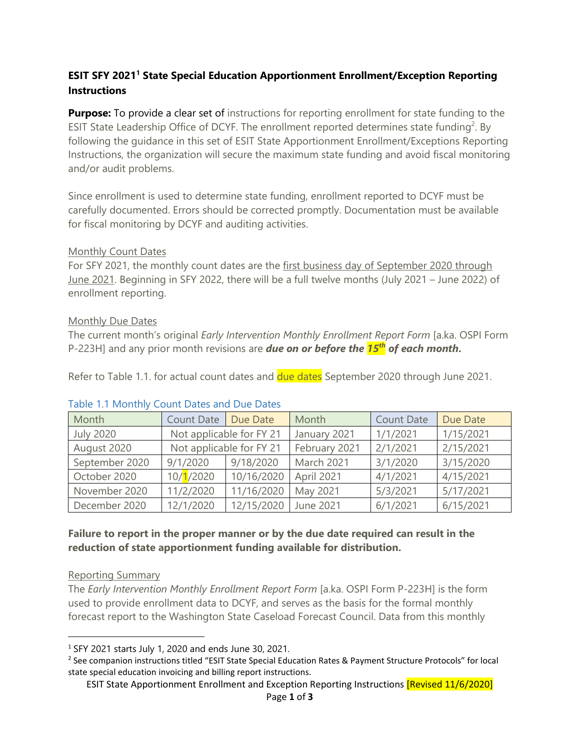**ESIT SFY 2021[1] State Special Education Apportionment Enrollment/Exception Reporting Instructions**

**Purpose:** To provide a clear set of instructions for reporting enrollment for state funding to the ESIT State Leadership Office of DCYF. The enrollment reported determines state funding[2]. By following the guidance in this set of ESIT State Apportionment Enrollment/Exceptions Reporting Instructions, the organization will secure the maximum state funding and avoid fiscal monitoring and/or audit problems.

Since enrollment is used to determine state funding, enrollment reported to DCYF must be carefully documented. Errors should be corrected promptly. Documentation must be available for fiscal monitoring by DCYF and auditing activities.

Monthly Count Dates

For SFY 2021, the monthly count dates are the first business day of September 2020 through June 2021. Beginning in SFY 2022, there will be a full twelve months (July 2021 – June 2022) of enrollment reporting.

Monthly Due Dates

The current month's original *Early Intervention Monthly Enrollment Report Form* [a.ka. OSPI Form P-223H] and any prior month revisions are ***due on or before the 15th of each month.***

Refer to Table 1.1. for actual count dates and due dates September 2020 through June 2021.

Table 1.1 Monthly Count Dates and Due Dates

| Month | Count Date | Due Date | Month | Count Date | Due Date |
|---|---|---|---|---|---|
| July 2020 | Not applicable for FY 21 | | January 2021 | 1/1/2021 | 1/15/2021 |
| August 2020 | Not applicable for FY 21 | | February 2021 | 2/1/2021 | 2/15/2021 |
| September 2020 | 9/1/2020 | 9/18/2020 | March 2021 | 3/1/2020 | 3/15/2020 |
| October 2020 | 10/1/2020 | 10/16/2020 | April 2021 | 4/1/2021 | 4/15/2021 |
| November 2020 | 11/2/2020 | 11/16/2020 | May 2021 | 5/3/2021 | 5/17/2021 |
| December 2020 | 12/1/2020 | 12/15/2020 | June 2021 | 6/1/2021 | 6/15/2021 |

**Failure to report in the proper manner or by the due date required can result in the reduction of state apportionment funding available for distribution.**

Reporting Summary

The *Early Intervention Monthly Enrollment Report Form* [a.ka. OSPI Form P-223H] is the form used to provide enrollment data to DCYF, and serves as the basis for the formal monthly forecast report to the Washington State Caseload Forecast Council. Data from this monthly

[1] SFY 2021 starts July 1, 2020 and ends June 30, 2021.

[2] See companion instructions titled "ESIT State Special Education Rates & Payment Structure Protocols" for local state special education invoicing and billing report instructions.

ESIT State Apportionment Enrollment and Exception Reporting Instructions [Revised 11/6/2020]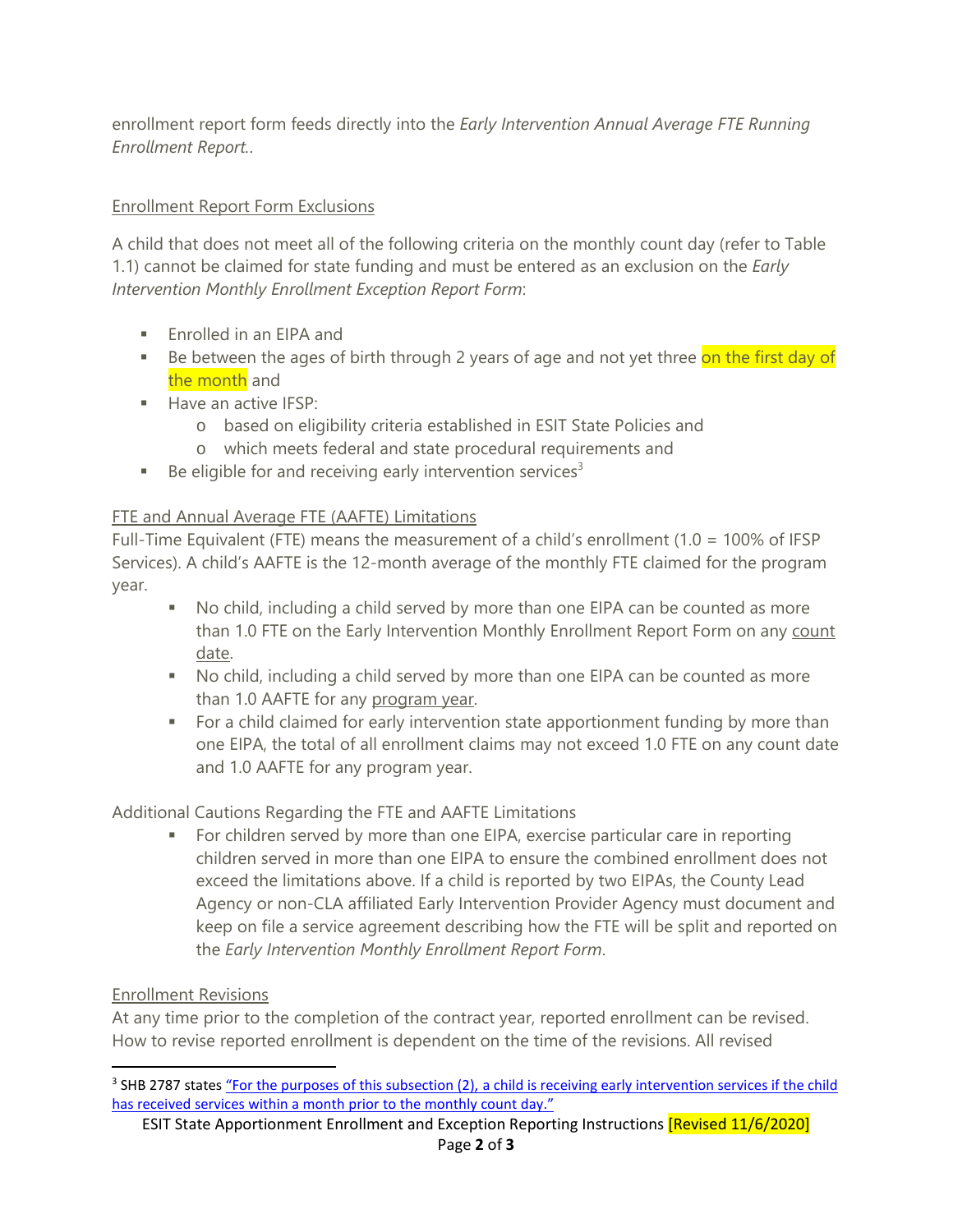enrollment report form feeds directly into the *Early Intervention Annual Average FTE Running Enrollment Report..*

Enrollment Report Form Exclusions

A child that does not meet all of the following criteria on the monthly count day (refer to Table 1.1) cannot be claimed for state funding and must be entered as an exclusion on the *Early Intervention Monthly Enrollment Exception Report Form*:

- Enrolled in an EIPA and
- Be between the ages of birth through 2 years of age and not yet three on the first day of the month and
- Have an active IFSP:
  - based on eligibility criteria established in ESIT State Policies and
  - which meets federal and state procedural requirements and
- Be eligible for and receiving early intervention services[3]

FTE and Annual Average FTE (AAFTE) Limitations

Full-Time Equivalent (FTE) means the measurement of a child's enrollment (1.0 = 100% of IFSP Services). A child's AAFTE is the 12-month average of the monthly FTE claimed for the program year.

- No child, including a child served by more than one EIPA can be counted as more than 1.0 FTE on the Early Intervention Monthly Enrollment Report Form on any count date.
- No child, including a child served by more than one EIPA can be counted as more than 1.0 AAFTE for any program year.
- For a child claimed for early intervention state apportionment funding by more than one EIPA, the total of all enrollment claims may not exceed 1.0 FTE on any count date and 1.0 AAFTE for any program year.

Additional Cautions Regarding the FTE and AAFTE Limitations

- For children served by more than one EIPA, exercise particular care in reporting children served in more than one EIPA to ensure the combined enrollment does not exceed the limitations above. If a child is reported by two EIPAs, the County Lead Agency or non-CLA affiliated Early Intervention Provider Agency must document and keep on file a service agreement describing how the FTE will be split and reported on the *Early Intervention Monthly Enrollment Report Form*.

Enrollment Revisions

At any time prior to the completion of the contract year, reported enrollment can be revised. How to revise reported enrollment is dependent on the time of the revisions. All revised

[3] SHB 2787 states "For the purposes of this subsection (2), a child is receiving early intervention services if the child has received services within a month prior to the monthly count day."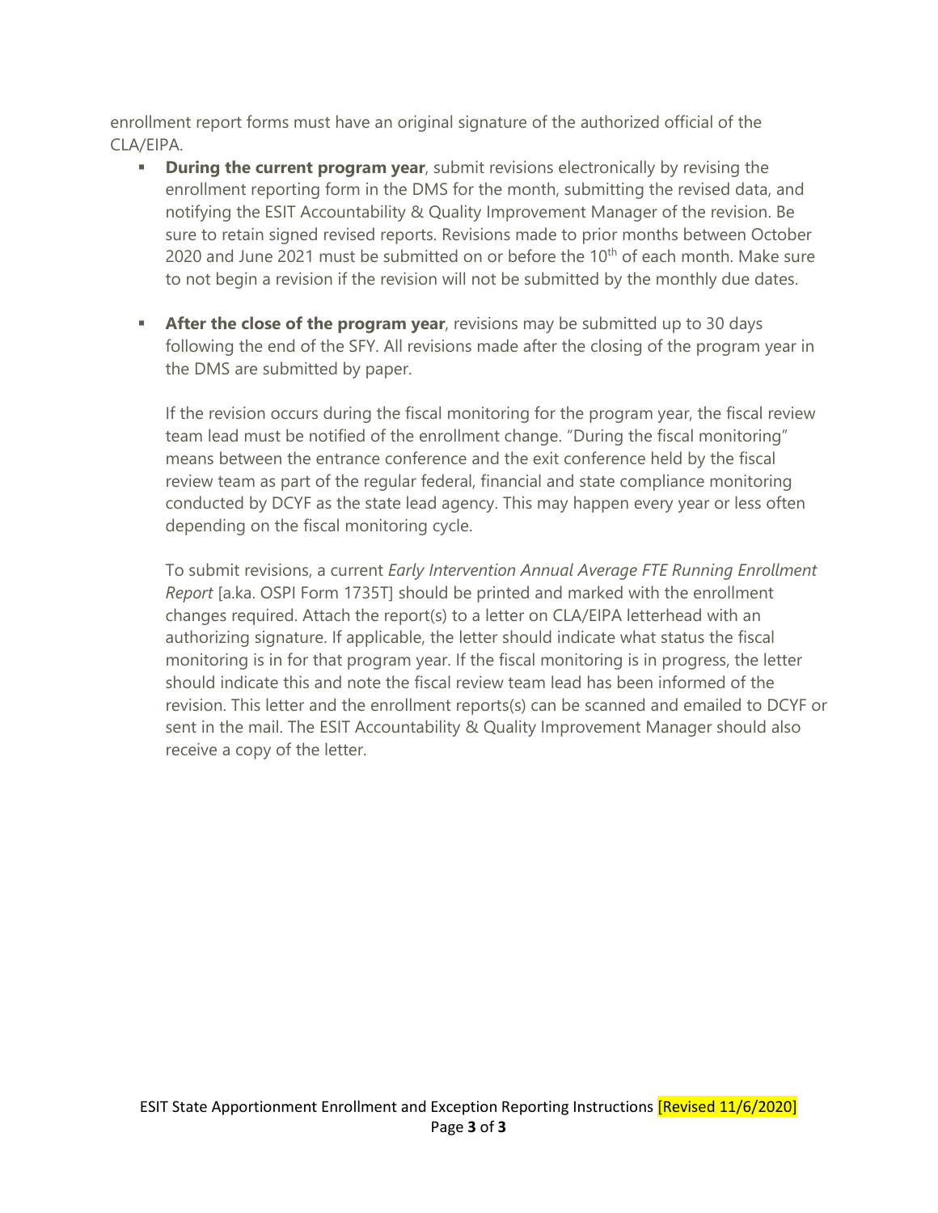enrollment report forms must have an original signature of the authorized official of the CLA/EIPA.

- **During the current program year**, submit revisions electronically by revising the enrollment reporting form in the DMS for the month, submitting the revised data, and notifying the ESIT Accountability & Quality Improvement Manager of the revision. Be sure to retain signed revised reports. Revisions made to prior months between October 2020 and June 2021 must be submitted on or before the 10th of each month. Make sure to not begin a revision if the revision will not be submitted by the monthly due dates.

- **After the close of the program year**, revisions may be submitted up to 30 days following the end of the SFY. All revisions made after the closing of the program year in the DMS are submitted by paper.

  If the revision occurs during the fiscal monitoring for the program year, the fiscal review team lead must be notified of the enrollment change. "During the fiscal monitoring" means between the entrance conference and the exit conference held by the fiscal review team as part of the regular federal, financial and state compliance monitoring conducted by DCYF as the state lead agency. This may happen every year or less often depending on the fiscal monitoring cycle.

  To submit revisions, a current *Early Intervention Annual Average FTE Running Enrollment Report* [a.ka. OSPI Form 1735T] should be printed and marked with the enrollment changes required. Attach the report(s) to a letter on CLA/EIPA letterhead with an authorizing signature. If applicable, the letter should indicate what status the fiscal monitoring is in for that program year. If the fiscal monitoring is in progress, the letter should indicate this and note the fiscal review team lead has been informed of the revision. This letter and the enrollment reports(s) can be scanned and emailed to DCYF or sent in the mail. The ESIT Accountability & Quality Improvement Manager should also receive a copy of the letter.